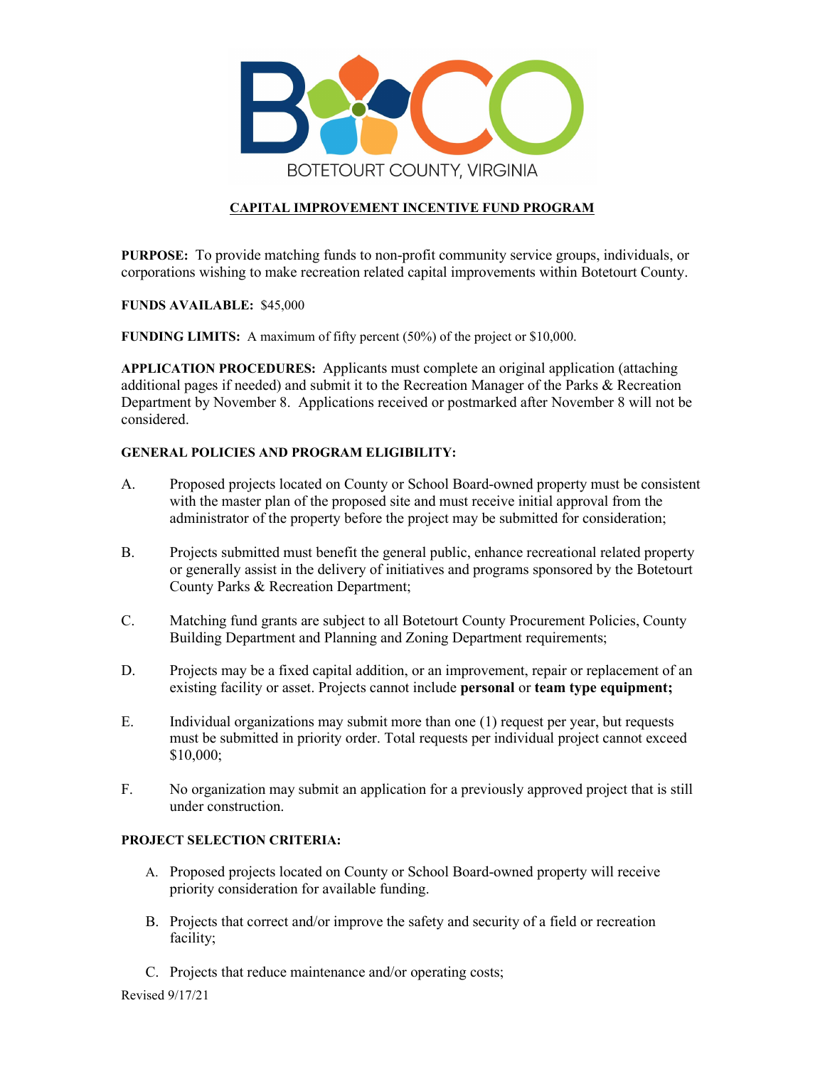BOTETOURT COUNTY, VIRGINIA

# CAPITAL IMPROVEMENT INCENTIVE FUND PROGRAM

**PURPOSE:** To provide matching funds to non-profit community service groups, individuals, or corporations wishing to make recreation related capital improvements within Botetourt County.

**FUNDS AVAILABLE:** $45,000

**FUNDING LIMITS:** A maximum of fifty percent (50%) of the project or $10,000.

**APPLICATION PROCEDURES:** Applicants must complete an original application (attaching additional pages if needed) and submit it to the Recreation Manager of the Parks & Recreation Department by November 8. Applications received or postmarked after November 8 will not be considered.

**GENERAL POLICIES AND PROGRAM ELIGIBILITY:**

A. Proposed projects located on County or School Board-owned property must be consistent with the master plan of the proposed site and must receive initial approval from the administrator of the property before the project may be submitted for consideration;

B. Projects submitted must benefit the general public, enhance recreational related property or generally assist in the delivery of initiatives and programs sponsored by the Botetourt County Parks & Recreation Department;

C. Matching fund grants are subject to all Botetourt County Procurement Policies, County Building Department and Planning and Zoning Department requirements;

D. Projects may be a fixed capital addition, or an improvement, repair or replacement of an existing facility or asset. Projects cannot include **personal** or **team type equipment;**

E. Individual organizations may submit more than one (1) request per year, but requests must be submitted in priority order. Total requests per individual project cannot exceed $10,000;

F. No organization may submit an application for a previously approved project that is still under construction.

**PROJECT SELECTION CRITERIA:**

A. Proposed projects located on County or School Board-owned property will receive priority consideration for available funding.

B. Projects that correct and/or improve the safety and security of a field or recreation facility;

C. Projects that reduce maintenance and/or operating costs;

Revised 9/17/21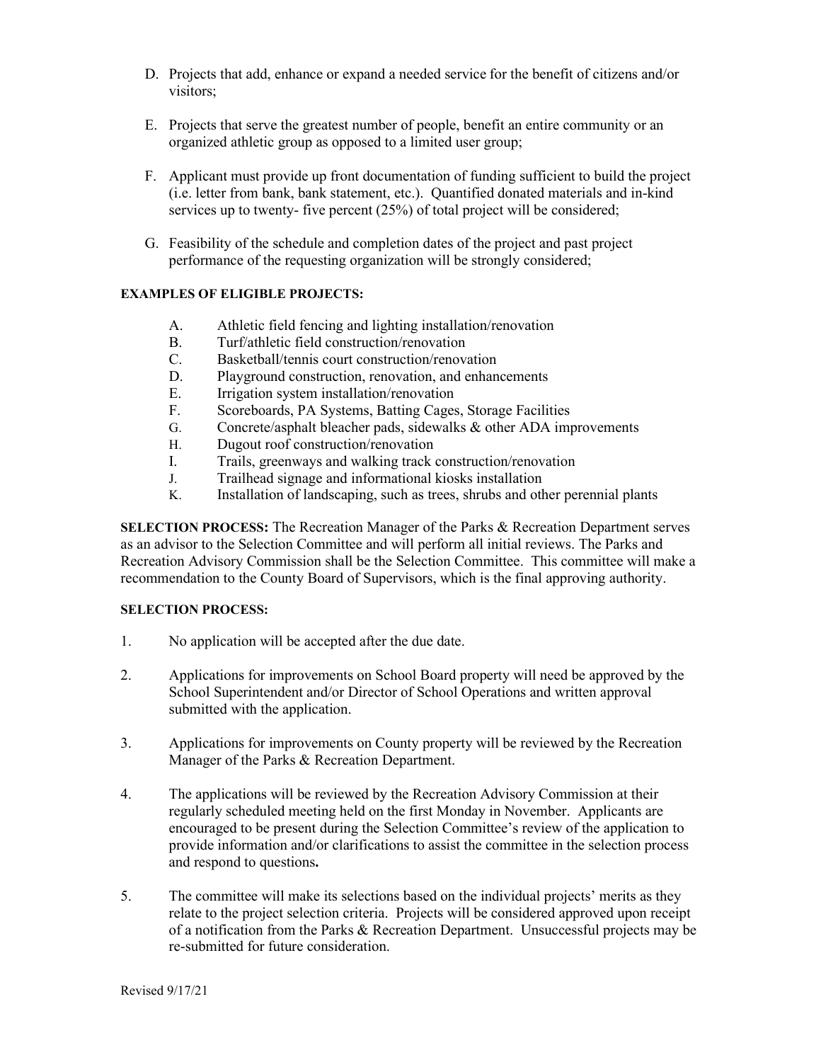D. Projects that add, enhance or expand a needed service for the benefit of citizens and/or visitors;

E. Projects that serve the greatest number of people, benefit an entire community or an organized athletic group as opposed to a limited user group;

F. Applicant must provide up front documentation of funding sufficient to build the project (i.e. letter from bank, bank statement, etc.). Quantified donated materials and in-kind services up to twenty- five percent (25%) of total project will be considered;

G. Feasibility of the schedule and completion dates of the project and past project performance of the requesting organization will be strongly considered;

**EXAMPLES OF ELIGIBLE PROJECTS:**

A. Athletic field fencing and lighting installation/renovation
B. Turf/athletic field construction/renovation
C. Basketball/tennis court construction/renovation
D. Playground construction, renovation, and enhancements
E. Irrigation system installation/renovation
F. Scoreboards, PA Systems, Batting Cages, Storage Facilities
G. Concrete/asphalt bleacher pads, sidewalks & other ADA improvements
H. Dugout roof construction/renovation
I. Trails, greenways and walking track construction/renovation
J. Trailhead signage and informational kiosks installation
K. Installation of landscaping, such as trees, shrubs and other perennial plants

**SELECTION PROCESS:** The Recreation Manager of the Parks & Recreation Department serves as an advisor to the Selection Committee and will perform all initial reviews. The Parks and Recreation Advisory Commission shall be the Selection Committee. This committee will make a recommendation to the County Board of Supervisors, which is the final approving authority.

**SELECTION PROCESS:**

1. No application will be accepted after the due date.

2. Applications for improvements on School Board property will need be approved by the School Superintendent and/or Director of School Operations and written approval submitted with the application.

3. Applications for improvements on County property will be reviewed by the Recreation Manager of the Parks & Recreation Department.

4. The applications will be reviewed by the Recreation Advisory Commission at their regularly scheduled meeting held on the first Monday in November. Applicants are encouraged to be present during the Selection Committee's review of the application to provide information and/or clarifications to assist the committee in the selection process and respond to questions**.**

5. The committee will make its selections based on the individual projects' merits as they relate to the project selection criteria. Projects will be considered approved upon receipt of a notification from the Parks & Recreation Department. Unsuccessful projects may be re-submitted for future consideration.

Revised 9/17/21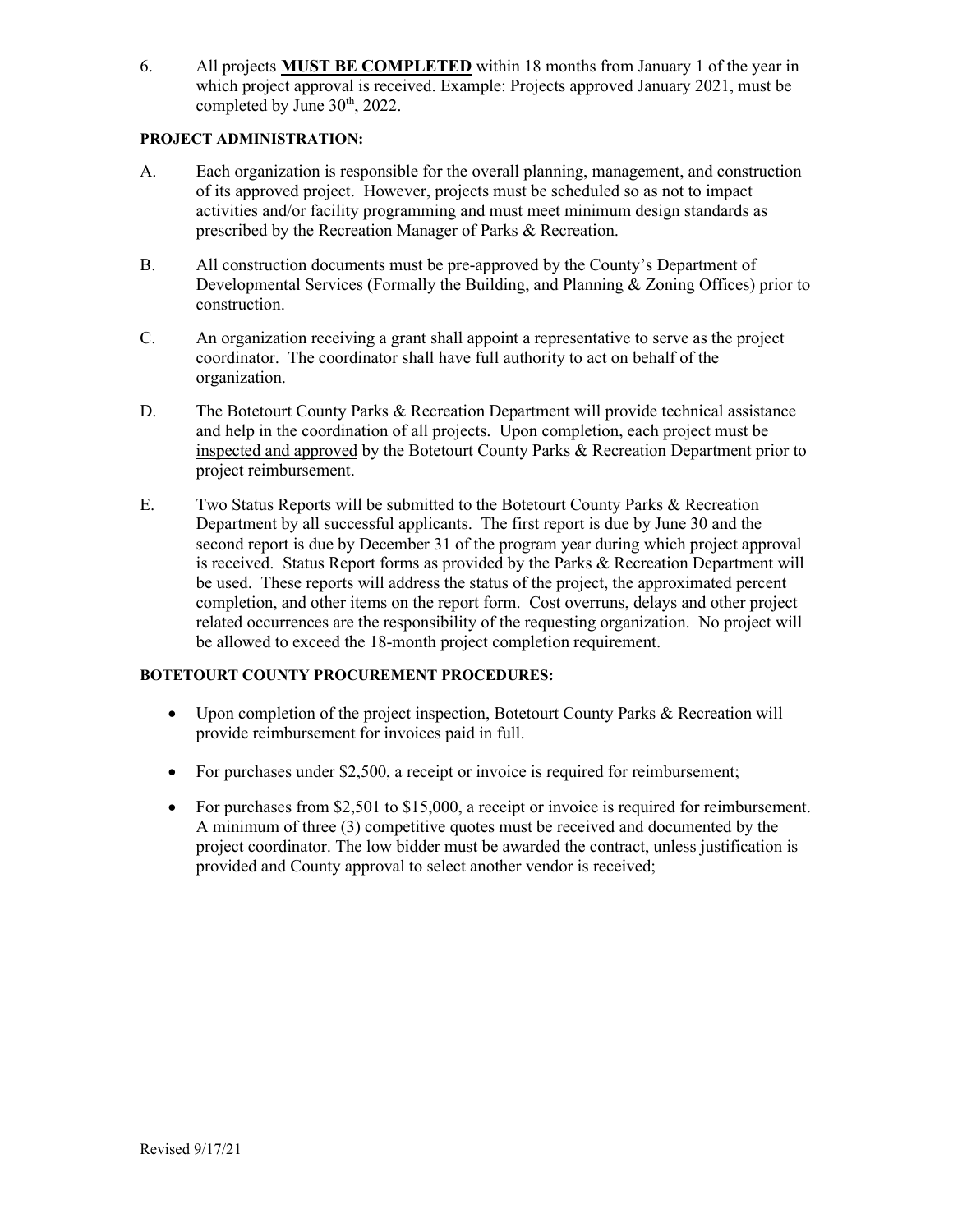6. All projects **<u>MUST BE COMPLETED</u>** within 18 months from January 1 of the year in which project approval is received. Example: Projects approved January 2021, must be completed by June 30th, 2022.

**PROJECT ADMINISTRATION:**

A. Each organization is responsible for the overall planning, management, and construction of its approved project. However, projects must be scheduled so as not to impact activities and/or facility programming and must meet minimum design standards as prescribed by the Recreation Manager of Parks & Recreation.

B. All construction documents must be pre-approved by the County's Department of Developmental Services (Formally the Building, and Planning & Zoning Offices) prior to construction.

C. An organization receiving a grant shall appoint a representative to serve as the project coordinator. The coordinator shall have full authority to act on behalf of the organization.

D. The Botetourt County Parks & Recreation Department will provide technical assistance and help in the coordination of all projects. Upon completion, each project <u>must be inspected and approved</u> by the Botetourt County Parks & Recreation Department prior to project reimbursement.

E. Two Status Reports will be submitted to the Botetourt County Parks & Recreation Department by all successful applicants. The first report is due by June 30 and the second report is due by December 31 of the program year during which project approval is received. Status Report forms as provided by the Parks & Recreation Department will be used. These reports will address the status of the project, the approximated percent completion, and other items on the report form. Cost overruns, delays and other project related occurrences are the responsibility of the requesting organization. No project will be allowed to exceed the 18-month project completion requirement.

**BOTETOURT COUNTY PROCUREMENT PROCEDURES:**

- Upon completion of the project inspection, Botetourt County Parks & Recreation will provide reimbursement for invoices paid in full.
- For purchases under $2,500, a receipt or invoice is required for reimbursement;
- For purchases from $2,501 to $15,000, a receipt or invoice is required for reimbursement. A minimum of three (3) competitive quotes must be received and documented by the project coordinator. The low bidder must be awarded the contract, unless justification is provided and County approval to select another vendor is received;

Revised 9/17/21